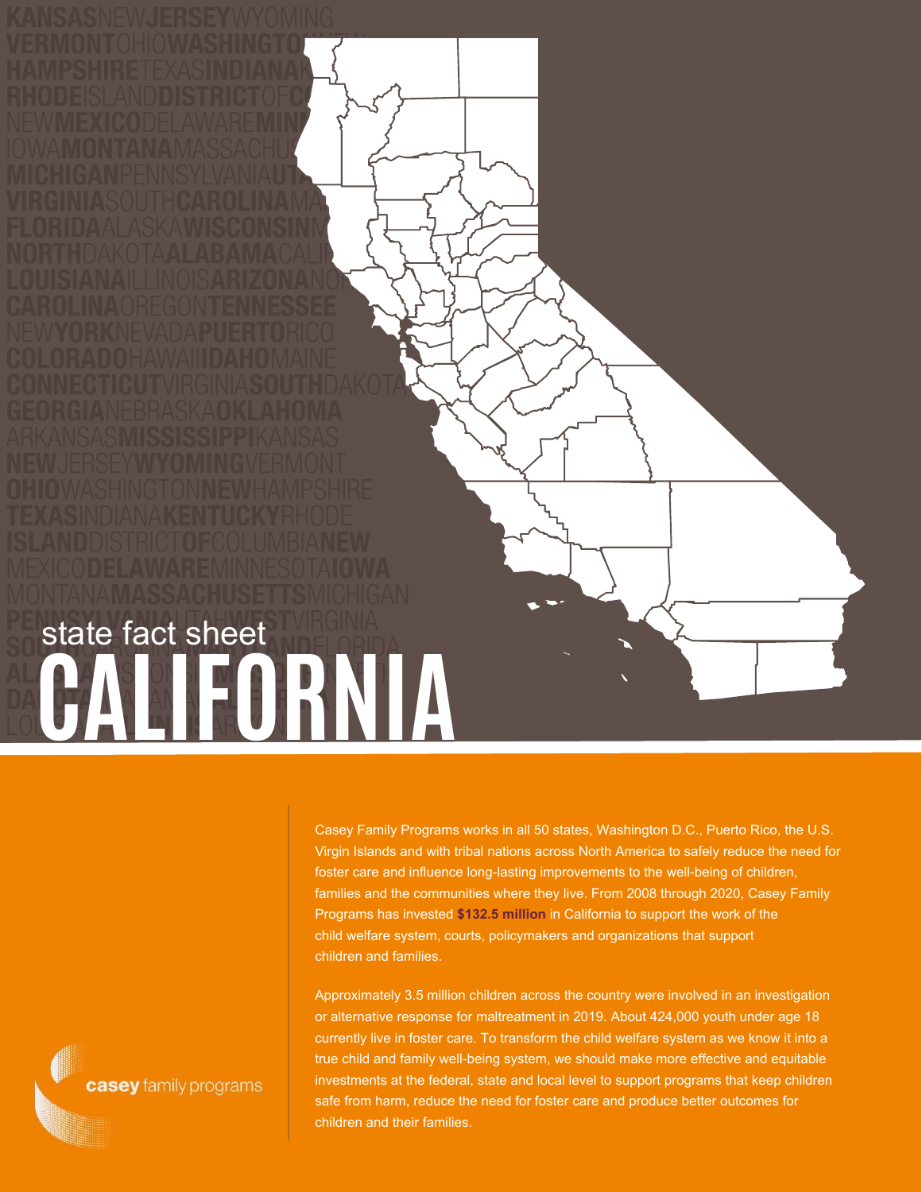state fact sheet

# CALIFORNIA

casey family programs

Casey Family Programs works in all 50 states, Washington D.C., Puerto Rico, the U.S. Virgin Islands and with tribal nations across North America to safely reduce the need for foster care and influence long-lasting improvements to the well-being of children, families and the communities where they live. From 2008 through 2020, Casey Family Programs has invested **$132.5 million** in California to support the work of the child welfare system, courts, policymakers and organizations that support children and families.

Approximately 3.5 million children across the country were involved in an investigation or alternative response for maltreatment in 2019. About 424,000 youth under age 18 currently live in foster care. To transform the child welfare system as we know it into a true child and family well-being system, we should make more effective and equitable investments at the federal, state and local level to support programs that keep children safe from harm, reduce the need for foster care and produce better outcomes for children and their families.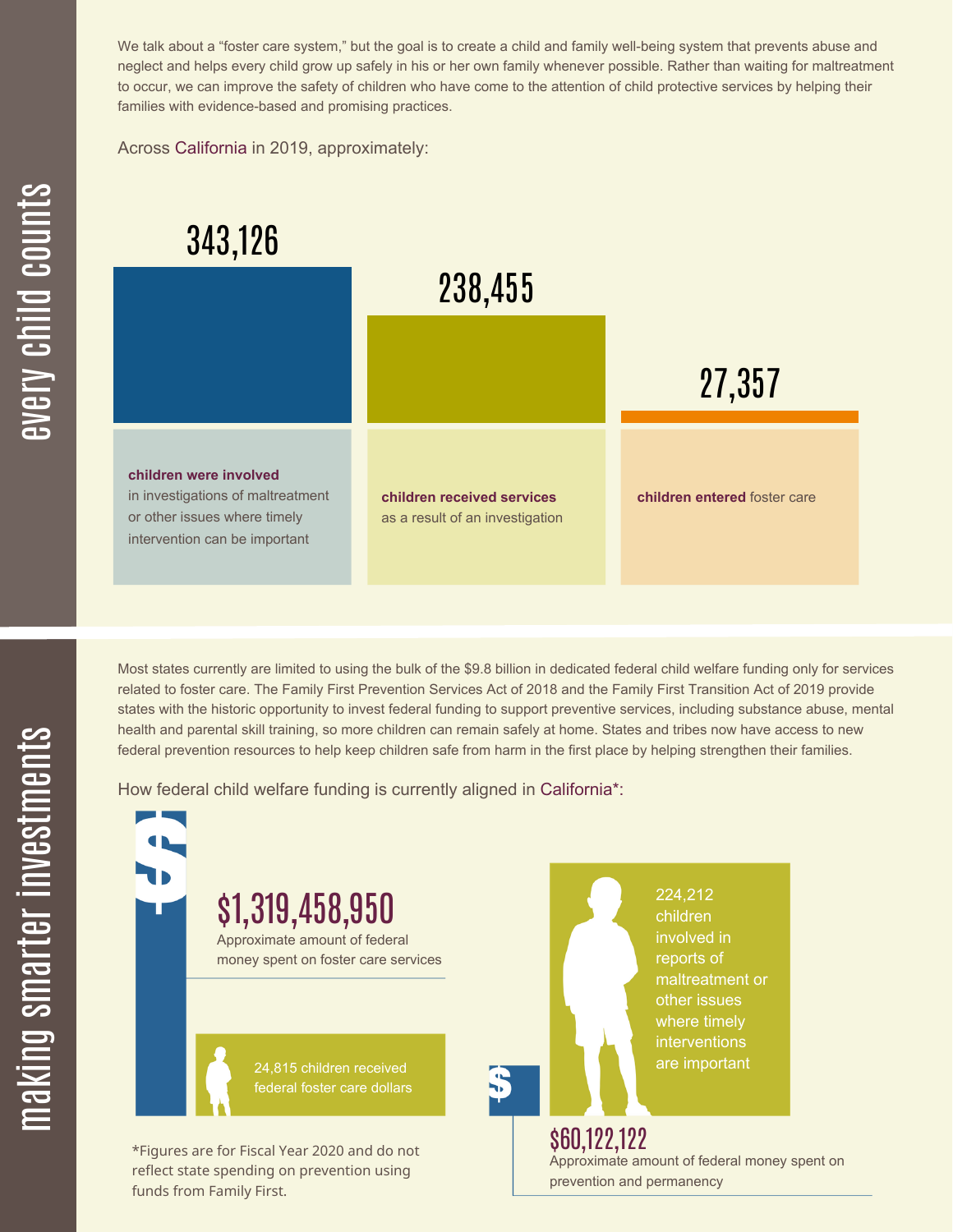## every child counts

We talk about a "foster care system," but the goal is to create a child and family well-being system that prevents abuse and neglect and helps every child grow up safely in his or her own family whenever possible. Rather than waiting for maltreatment to occur, we can improve the safety of children who have come to the attention of child protective services by helping their families with evidence-based and promising practices.

Across California in 2019, approximately:

343,126

**children were involved** in investigations of maltreatment or other issues where timely intervention can be important

238,455

**children received services** as a result of an investigation

27,357

**children entered** foster care

## making smarter investments

Most states currently are limited to using the bulk of the $9.8 billion in dedicated federal child welfare funding only for services related to foster care. The Family First Prevention Services Act of 2018 and the Family First Transition Act of 2019 provide states with the historic opportunity to invest federal funding to support preventive services, including substance abuse, mental health and parental skill training, so more children can remain safely at home. States and tribes now have access to new federal prevention resources to help keep children safe from harm in the first place by helping strengthen their families.

How federal child welfare funding is currently aligned in California*:

$1,319,458,950

Approximate amount of federal money spent on foster care services

24,815 children received federal foster care dollars

224,212 children involved in reports of maltreatment or other issues where timely interventions are important

$60,122,122

Approximate amount of federal money spent on prevention and permanency

*Figures are for Fiscal Year 2020 and do not reflect state spending on prevention using funds from Family First.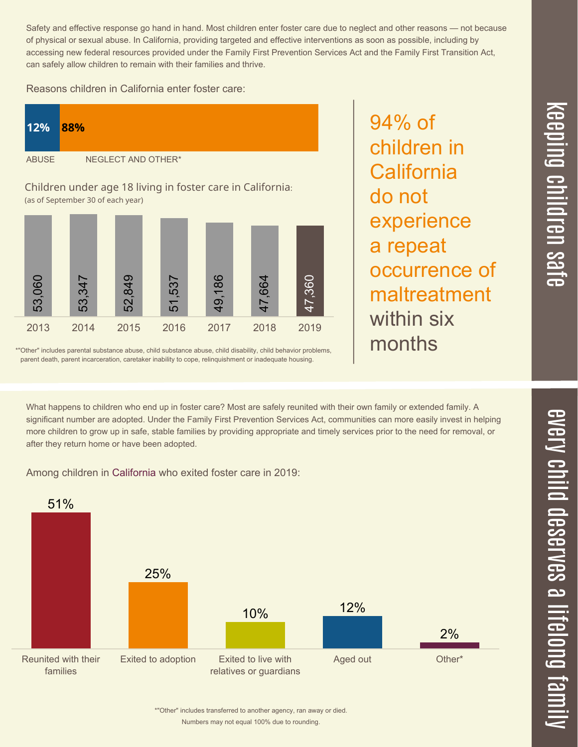## keeping children safe

Safety and effective response go hand in hand. Most children enter foster care due to neglect and other reasons — not because of physical or sexual abuse. In California, providing targeted and effective interventions as soon as possible, including by accessing new federal resources provided under the Family First Prevention Services Act and the Family First Transition Act, can safely allow children to remain with their families and thrive.

Reasons children in California enter foster care:

12%
88%
ABUSE
NEGLECT AND OTHER*

Children under age 18 living in foster care in California:
(as of September 30 of each year)

53,060
53,347
52,849
51,537
49,186
47,664
47,360
2013
2014
2015
2016
2017
2018
2019

*"Other" includes parental substance abuse, child substance abuse, child disability, child behavior problems, parent death, parent incarceration, caretaker inability to cope, relinquishment or inadequate housing.

94% of children in California do not experience a repeat occurrence of maltreatment within six months

## every child deserves a lifelong family

What happens to children who end up in foster care? Most are safely reunited with their own family or extended family. A significant number are adopted. Under the Family First Prevention Services Act, communities can more easily invest in helping more children to grow up in safe, stable families by providing appropriate and timely services prior to the need for removal, or after they return home or have been adopted.

Among children in California who exited foster care in 2019:

51%
25%
10%
12%
2%
Reunited with their families
Exited to adoption
Exited to live with relatives or guardians
Aged out
Other*

*"Other" includes transferred to another agency, ran away or died.
Numbers may not equal 100% due to rounding.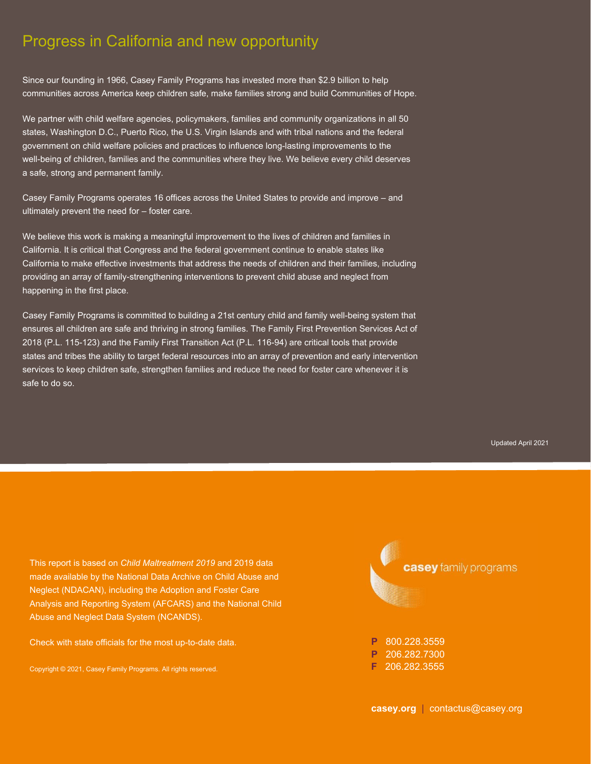## Progress in California and new opportunity

Since our founding in 1966, Casey Family Programs has invested more than $2.9 billion to help communities across America keep children safe, make families strong and build Communities of Hope.

We partner with child welfare agencies, policymakers, families and community organizations in all 50 states, Washington D.C., Puerto Rico, the U.S. Virgin Islands and with tribal nations and the federal government on child welfare policies and practices to influence long-lasting improvements to the well-being of children, families and the communities where they live. We believe every child deserves a safe, strong and permanent family.

Casey Family Programs operates 16 offices across the United States to provide and improve – and ultimately prevent the need for – foster care.

We believe this work is making a meaningful improvement to the lives of children and families in California. It is critical that Congress and the federal government continue to enable states like California to make effective investments that address the needs of children and their families, including providing an array of family-strengthening interventions to prevent child abuse and neglect from happening in the first place.

Casey Family Programs is committed to building a 21st century child and family well-being system that ensures all children are safe and thriving in strong families. The Family First Prevention Services Act of 2018 (P.L. 115-123) and the Family First Transition Act (P.L. 116-94) are critical tools that provide states and tribes the ability to target federal resources into an array of prevention and early intervention services to keep children safe, strengthen families and reduce the need for foster care whenever it is safe to do so.

Updated April 2021

This report is based on *Child Maltreatment 2019* and 2019 data made available by the National Data Archive on Child Abuse and Neglect (NDACAN), including the Adoption and Foster Care Analysis and Reporting System (AFCARS) and the National Child Abuse and Neglect Data System (NCANDS).

Check with state officials for the most up-to-date data.

Copyright © 2021, Casey Family Programs. All rights reserved.

**casey** family programs

**P** 800.228.3559
**P** 206.282.7300
**F** 206.282.3555

**casey.org** | contactus@casey.org